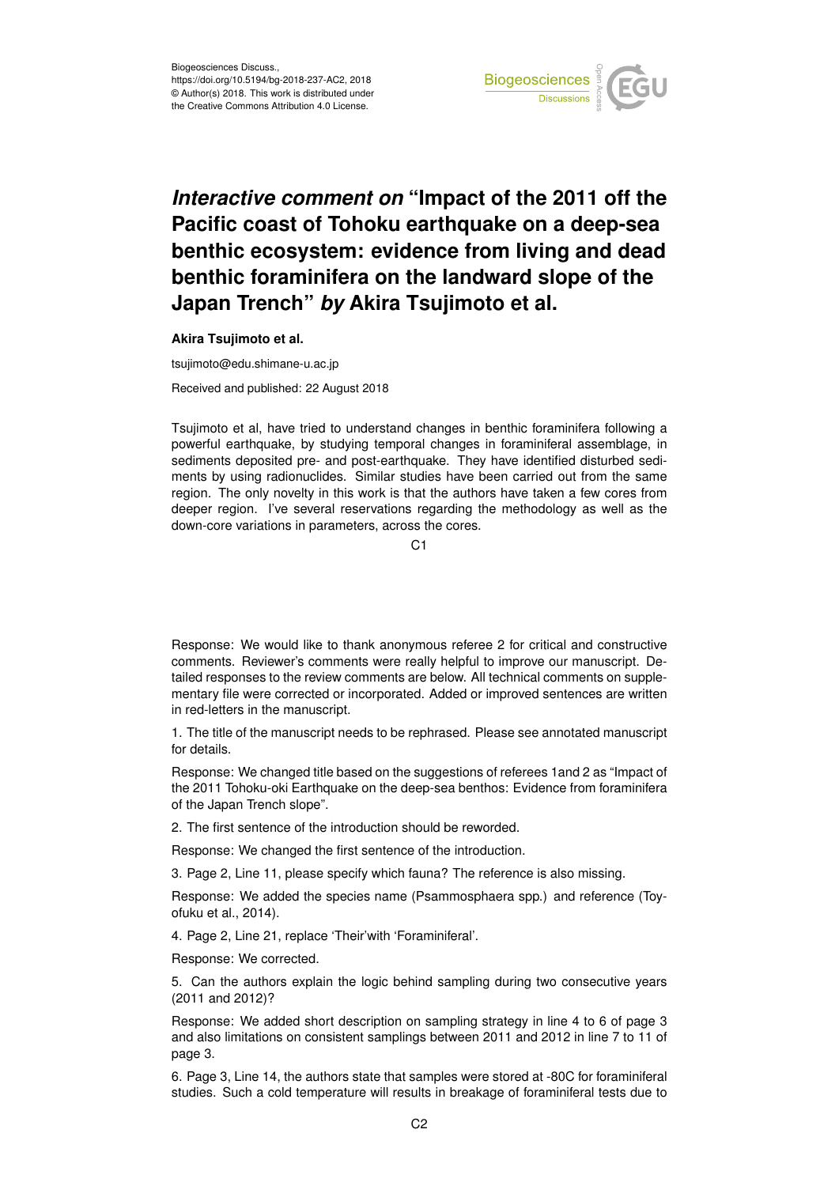Biogeosciences Discuss.,
https://doi.org/10.5194/bg-2018-237-AC2, 2018
© Author(s) 2018. This work is distributed under
the Creative Commons Attribution 4.0 License.

# *Interactive comment on* "Impact of the 2011 off the Pacific coast of Tohoku earthquake on a deep-sea benthic ecosystem: evidence from living and dead benthic foraminifera on the landward slope of the Japan Trench" *by* Akira Tsujimoto et al.

**Akira Tsujimoto et al.**

tsujimoto@edu.shimane-u.ac.jp

Received and published: 22 August 2018

Tsujimoto et al, have tried to understand changes in benthic foraminifera following a powerful earthquake, by studying temporal changes in foraminiferal assemblage, in sediments deposited pre- and post-earthquake. They have identified disturbed sediments by using radionuclides. Similar studies have been carried out from the same region. The only novelty in this work is that the authors have taken a few cores from deeper region. I've several reservations regarding the methodology as well as the down-core variations in parameters, across the cores.

Response: We would like to thank anonymous referee 2 for critical and constructive comments. Reviewer's comments were really helpful to improve our manuscript. Detailed responses to the review comments are below. All technical comments on supplementary file were corrected or incorporated. Added or improved sentences are written in red-letters in the manuscript.

1. The title of the manuscript needs to be rephrased. Please see annotated manuscript for details.

Response: We changed title based on the suggestions of referees 1and 2 as "Impact of the 2011 Tohoku-oki Earthquake on the deep-sea benthos: Evidence from foraminifera of the Japan Trench slope".

2. The first sentence of the introduction should be reworded.

Response: We changed the first sentence of the introduction.

3. Page 2, Line 11, please specify which fauna? The reference is also missing.

Response: We added the species name (Psammosphaera spp.) and reference (Toyofuku et al., 2014).

4. Page 2, Line 21, replace 'Their'with 'Foraminiferal'.

Response: We corrected.

5. Can the authors explain the logic behind sampling during two consecutive years (2011 and 2012)?

Response: We added short description on sampling strategy in line 4 to 6 of page 3 and also limitations on consistent samplings between 2011 and 2012 in line 7 to 11 of page 3.

6. Page 3, Line 14, the authors state that samples were stored at -80C for foraminiferal studies. Such a cold temperature will results in breakage of foraminiferal tests due to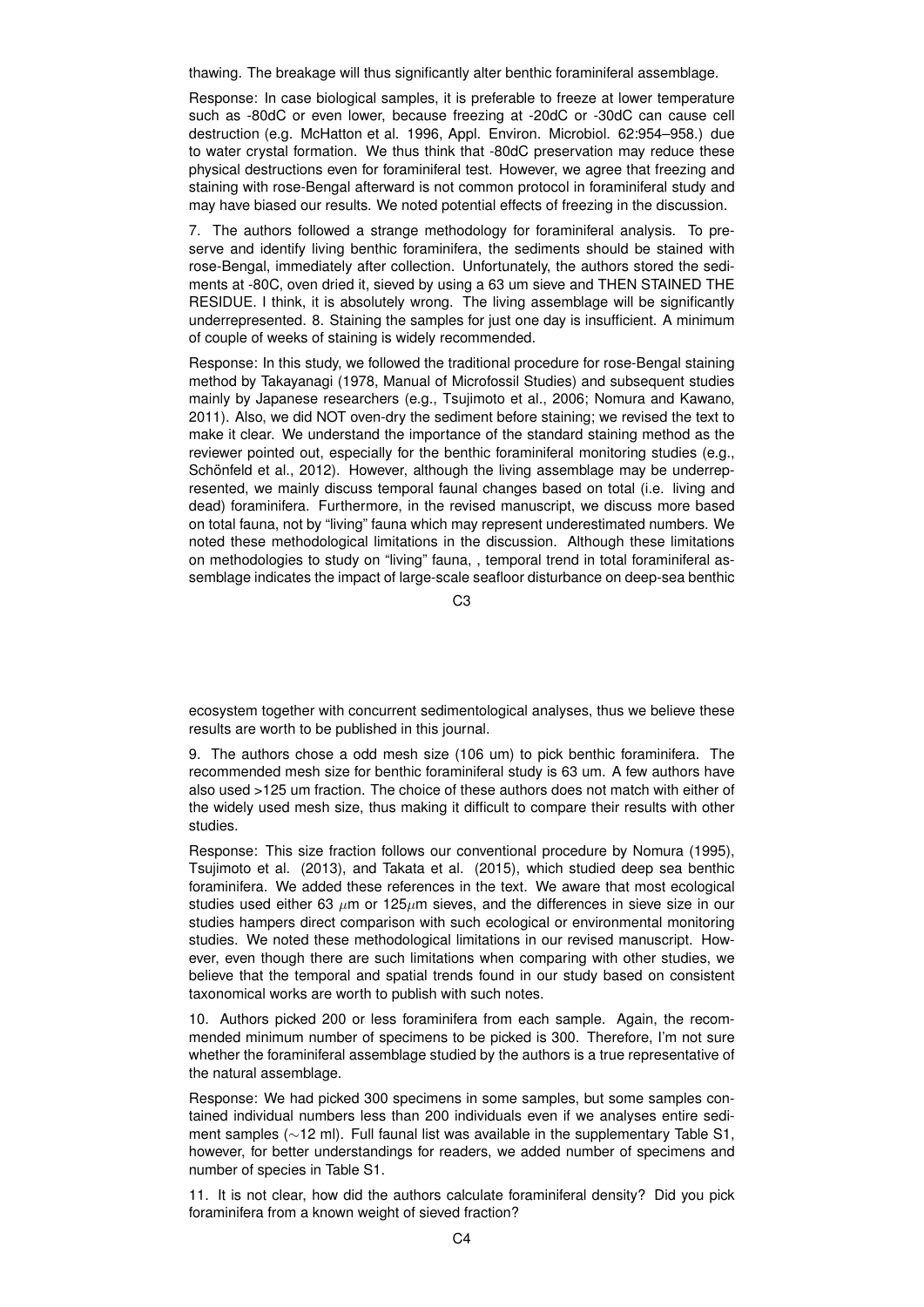thawing. The breakage will thus significantly alter benthic foraminiferal assemblage.

Response: In case biological samples, it is preferable to freeze at lower temperature such as -80dC or even lower, because freezing at -20dC or -30dC can cause cell destruction (e.g. McHatton et al. 1996, Appl. Environ. Microbiol. 62:954–958.) due to water crystal formation. We thus think that -80dC preservation may reduce these physical destructions even for foraminiferal test. However, we agree that freezing and staining with rose-Bengal afterward is not common protocol in foraminiferal study and may have biased our results. We noted potential effects of freezing in the discussion.

7. The authors followed a strange methodology for foraminiferal analysis. To preserve and identify living benthic foraminifera, the sediments should be stained with rose-Bengal, immediately after collection. Unfortunately, the authors stored the sediments at -80C, oven dried it, sieved by using a 63 um sieve and THEN STAINED THE RESIDUE. I think, it is absolutely wrong. The living assemblage will be significantly underrepresented. 8. Staining the samples for just one day is insufficient. A minimum of couple of weeks of staining is widely recommended.

Response: In this study, we followed the traditional procedure for rose-Bengal staining method by Takayanagi (1978, Manual of Microfossil Studies) and subsequent studies mainly by Japanese researchers (e.g., Tsujimoto et al., 2006; Nomura and Kawano, 2011). Also, we did NOT oven-dry the sediment before staining; we revised the text to make it clear. We understand the importance of the standard staining method as the reviewer pointed out, especially for the benthic foraminiferal monitoring studies (e.g., Schönfeld et al., 2012). However, although the living assemblage may be underrepresented, we mainly discuss temporal faunal changes based on total (i.e. living and dead) foraminifera. Furthermore, in the revised manuscript, we discuss more based on total fauna, not by "living" fauna which may represent underestimated numbers. We noted these methodological limitations in the discussion. Although these limitations on methodologies to study on "living" fauna, , temporal trend in total foraminiferal assemblage indicates the impact of large-scale seafloor disturbance on deep-sea benthic ecosystem together with concurrent sedimentological analyses, thus we believe these results are worth to be published in this journal.

9. The authors chose a odd mesh size (106 um) to pick benthic foraminifera. The recommended mesh size for benthic foraminiferal study is 63 um. A few authors have also used >125 um fraction. The choice of these authors does not match with either of the widely used mesh size, thus making it difficult to compare their results with other studies.

Response: This size fraction follows our conventional procedure by Nomura (1995), Tsujimoto et al. (2013), and Takata et al. (2015), which studied deep sea benthic foraminifera. We added these references in the text. We aware that most ecological studies used either 63 $\mu$m or 125$\mu$m sieves, and the differences in sieve size in our studies hampers direct comparison with such ecological or environmental monitoring studies. We noted these methodological limitations in our revised manuscript. However, even though there are such limitations when comparing with other studies, we believe that the temporal and spatial trends found in our study based on consistent taxonomical works are worth to publish with such notes.

10. Authors picked 200 or less foraminifera from each sample. Again, the recommended minimum number of specimens to be picked is 300. Therefore, I'm not sure whether the foraminiferal assemblage studied by the authors is a true representative of the natural assemblage.

Response: We had picked 300 specimens in some samples, but some samples contained individual numbers less than 200 individuals even if we analyses entire sediment samples ($\sim$12 ml). Full faunal list was available in the supplementary Table S1, however, for better understandings for readers, we added number of specimens and number of species in Table S1.

11. It is not clear, how did the authors calculate foraminiferal density? Did you pick foraminifera from a known weight of sieved fraction?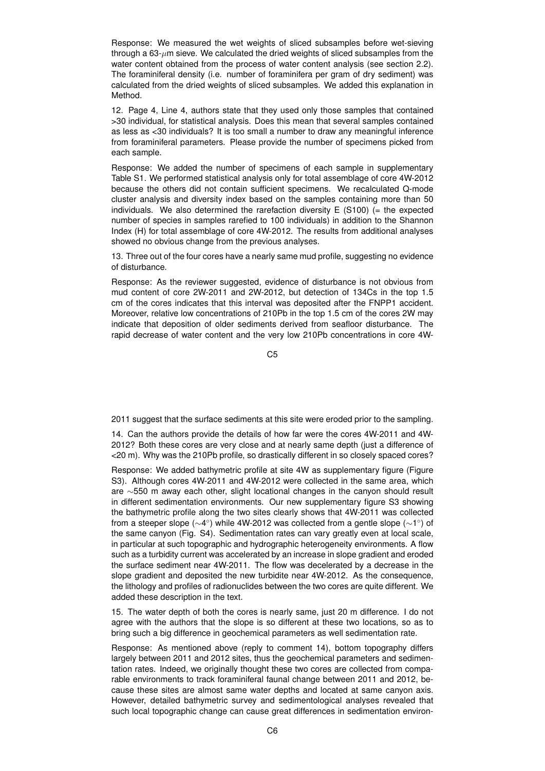Response: We measured the wet weights of sliced subsamples before wet-sieving through a 63-$\mu$m sieve. We calculated the dried weights of sliced subsamples from the water content obtained from the process of water content analysis (see section 2.2). The foraminiferal density (i.e. number of foraminifera per gram of dry sediment) was calculated from the dried weights of sliced subsamples. We added this explanation in Method.

12. Page 4, Line 4, authors state that they used only those samples that contained >30 individual, for statistical analysis. Does this mean that several samples contained as less as <30 individuals? It is too small a number to draw any meaningful inference from foraminiferal parameters. Please provide the number of specimens picked from each sample.

Response: We added the number of specimens of each sample in supplementary Table S1. We performed statistical analysis only for total assemblage of core 4W-2012 because the others did not contain sufficient specimens. We recalculated Q-mode cluster analysis and diversity index based on the samples containing more than 50 individuals. We also determined the rarefaction diversity E (S100) (= the expected number of species in samples rarefied to 100 individuals) in addition to the Shannon Index (H) for total assemblage of core 4W-2012. The results from additional analyses showed no obvious change from the previous analyses.

13. Three out of the four cores have a nearly same mud profile, suggesting no evidence of disturbance.

Response: As the reviewer suggested, evidence of disturbance is not obvious from mud content of core 2W-2011 and 2W-2012, but detection of 134Cs in the top 1.5 cm of the cores indicates that this interval was deposited after the FNPP1 accident. Moreover, relative low concentrations of 210Pb in the top 1.5 cm of the cores 2W may indicate that deposition of older sediments derived from seafloor disturbance. The rapid decrease of water content and the very low 210Pb concentrations in core 4W-2011 suggest that the surface sediments at this site were eroded prior to the sampling.

14. Can the authors provide the details of how far were the cores 4W-2011 and 4W-2012? Both these cores are very close and at nearly same depth (just a difference of <20 m). Why was the 210Pb profile, so drastically different in so closely spaced cores?

Response: We added bathymetric profile at site 4W as supplementary figure (Figure S3). Although cores 4W-2011 and 4W-2012 were collected in the same area, which are ~550 m away each other, slight locational changes in the canyon should result in different sedimentation environments. Our new supplementary figure S3 showing the bathymetric profile along the two sites clearly shows that 4W-2011 was collected from a steeper slope (~4°) while 4W-2012 was collected from a gentle slope (~1°) of the same canyon (Fig. S4). Sedimentation rates can vary greatly even at local scale, in particular at such topographic and hydrographic heterogeneity environments. A flow such as a turbidity current was accelerated by an increase in slope gradient and eroded the surface sediment near 4W-2011. The flow was decelerated by a decrease in the slope gradient and deposited the new turbidite near 4W-2012. As the consequence, the lithology and profiles of radionuclides between the two cores are quite different. We added these description in the text.

15. The water depth of both the cores is nearly same, just 20 m difference. I do not agree with the authors that the slope is so different at these two locations, so as to bring such a big difference in geochemical parameters as well sedimentation rate.

Response: As mentioned above (reply to comment 14), bottom topography differs largely between 2011 and 2012 sites, thus the geochemical parameters and sedimentation rates. Indeed, we originally thought these two cores are collected from comparable environments to track foraminiferal faunal change between 2011 and 2012, because these sites are almost same water depths and located at same canyon axis. However, detailed bathymetric survey and sedimentological analyses revealed that such local topographic change can cause great differences in sedimentation environ-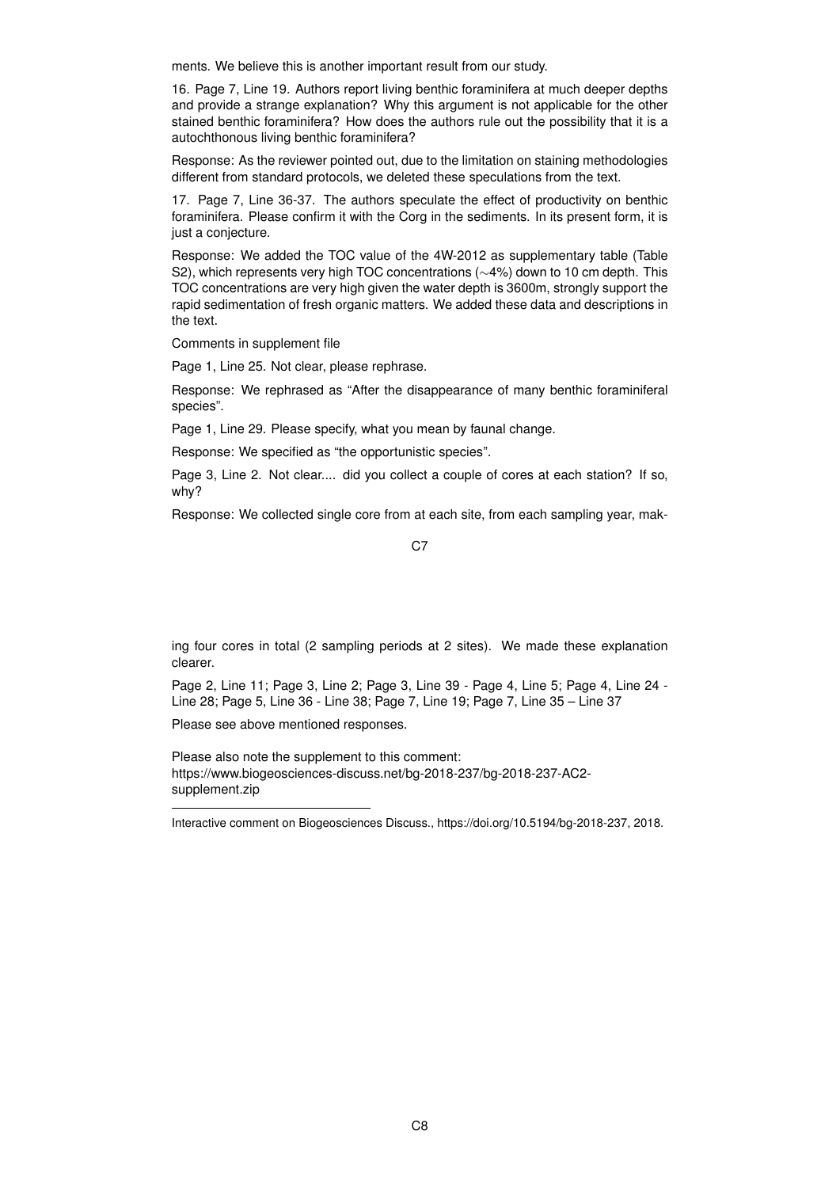ments. We believe this is another important result from our study.

16. Page 7, Line 19. Authors report living benthic foraminifera at much deeper depths and provide a strange explanation? Why this argument is not applicable for the other stained benthic foraminifera? How does the authors rule out the possibility that it is a autochthonous living benthic foraminifera?

Response: As the reviewer pointed out, due to the limitation on staining methodologies different from standard protocols, we deleted these speculations from the text.

17. Page 7, Line 36-37. The authors speculate the effect of productivity on benthic foraminifera. Please confirm it with the Corg in the sediments. In its present form, it is just a conjecture.

Response: We added the TOC value of the 4W-2012 as supplementary table (Table S2), which represents very high TOC concentrations (∼4%) down to 10 cm depth. This TOC concentrations are very high given the water depth is 3600m, strongly support the rapid sedimentation of fresh organic matters. We added these data and descriptions in the text.

Comments in supplement file

Page 1, Line 25. Not clear, please rephrase.

Response: We rephrased as "After the disappearance of many benthic foraminiferal species".

Page 1, Line 29. Please specify, what you mean by faunal change.

Response: We specified as "the opportunistic species".

Page 3, Line 2. Not clear.... did you collect a couple of cores at each station? If so, why?

Response: We collected single core from at each site, from each sampling year, making four cores in total (2 sampling periods at 2 sites). We made these explanation clearer.

Page 2, Line 11; Page 3, Line 2; Page 3, Line 39 - Page 4, Line 5; Page 4, Line 24 - Line 28; Page 5, Line 36 - Line 38; Page 7, Line 19; Page 7, Line 35 – Line 37

Please see above mentioned responses.

Please also note the supplement to this comment:
https://www.biogeosciences-discuss.net/bg-2018-237/bg-2018-237-AC2-supplement.zip

---

Interactive comment on Biogeosciences Discuss., https://doi.org/10.5194/bg-2018-237, 2018.